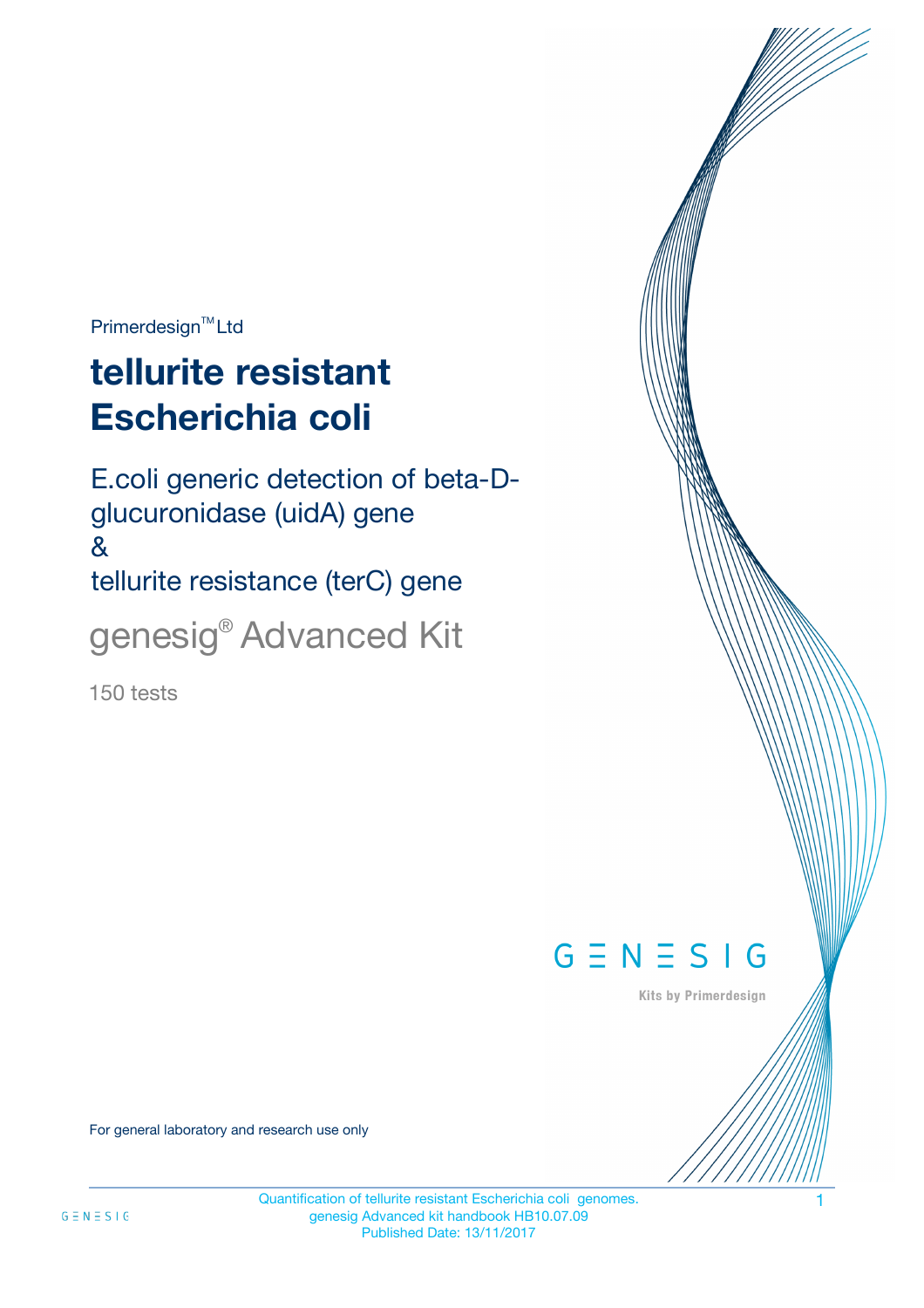Primerdesign™ Ltd

# tellurite resistant Escherichia coli

## E.coli generic detection of beta-D-glucuronidase (uidA) gene & tellurite resistance (terC) gene

## genesig® Advanced Kit

150 tests

GENESIG

Kits by Primerdesign

For general laboratory and research use only

Quantification of tellurite resistant Escherichia coli genomes.
genesig Advanced kit handbook HB10.07.09
Published Date: 13/11/2017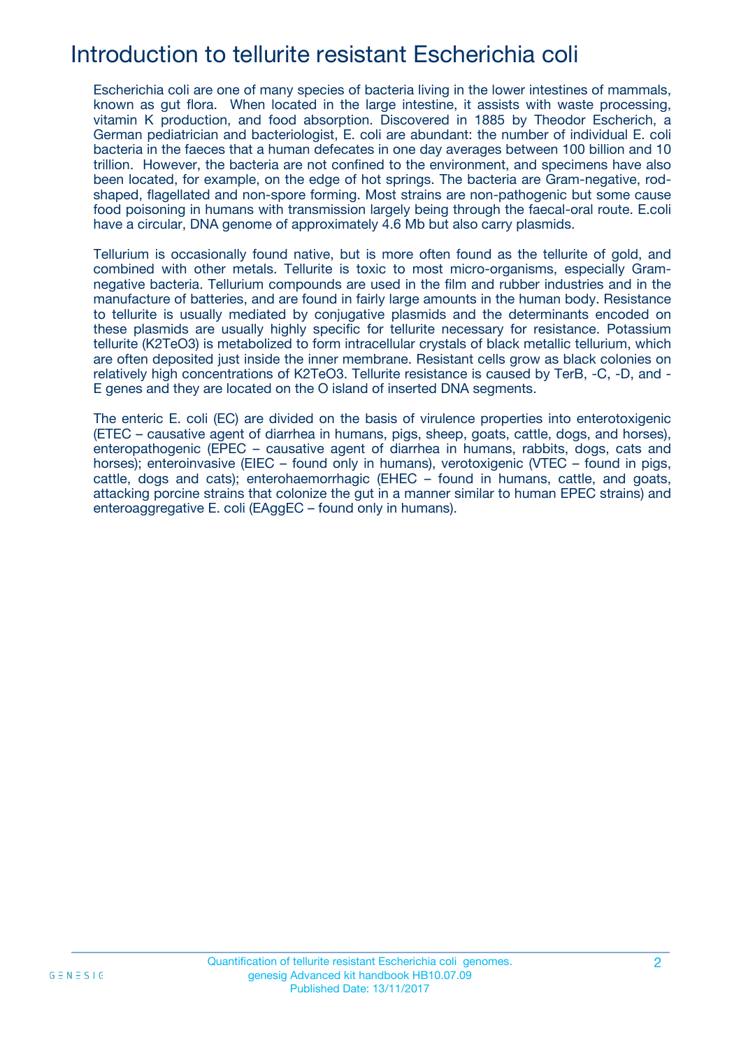# Introduction to tellurite resistant Escherichia coli

Escherichia coli are one of many species of bacteria living in the lower intestines of mammals, known as gut flora. When located in the large intestine, it assists with waste processing, vitamin K production, and food absorption. Discovered in 1885 by Theodor Escherich, a German pediatrician and bacteriologist, E. coli are abundant: the number of individual E. coli bacteria in the faeces that a human defecates in one day averages between 100 billion and 10 trillion. However, the bacteria are not confined to the environment, and specimens have also been located, for example, on the edge of hot springs. The bacteria are Gram-negative, rod-shaped, flagellated and non-spore forming. Most strains are non-pathogenic but some cause food poisoning in humans with transmission largely being through the faecal-oral route. E.coli have a circular, DNA genome of approximately 4.6 Mb but also carry plasmids.

Tellurium is occasionally found native, but is more often found as the tellurite of gold, and combined with other metals. Tellurite is toxic to most micro-organisms, especially Gram-negative bacteria. Tellurium compounds are used in the film and rubber industries and in the manufacture of batteries, and are found in fairly large amounts in the human body. Resistance to tellurite is usually mediated by conjugative plasmids and the determinants encoded on these plasmids are usually highly specific for tellurite necessary for resistance. Potassium tellurite ($K_2TeO_3$) is metabolized to form intracellular crystals of black metallic tellurium, which are often deposited just inside the inner membrane. Resistant cells grow as black colonies on relatively high concentrations of $K_2TeO_3$. Tellurite resistance is caused by TerB, -C, -D, and -E genes and they are located on the O island of inserted DNA segments.

The enteric E. coli (EC) are divided on the basis of virulence properties into enterotoxigenic (ETEC – causative agent of diarrhea in humans, pigs, sheep, goats, cattle, dogs, and horses), enteropathogenic (EPEC – causative agent of diarrhea in humans, rabbits, dogs, cats and horses); enteroinvasive (EIEC – found only in humans), verotoxigenic (VTEC – found in pigs, cattle, dogs and cats); enterohaemorrhagic (EHEC – found in humans, cattle, and goats, attacking porcine strains that colonize the gut in a manner similar to human EPEC strains) and enteroaggregative E. coli (EAggEC – found only in humans).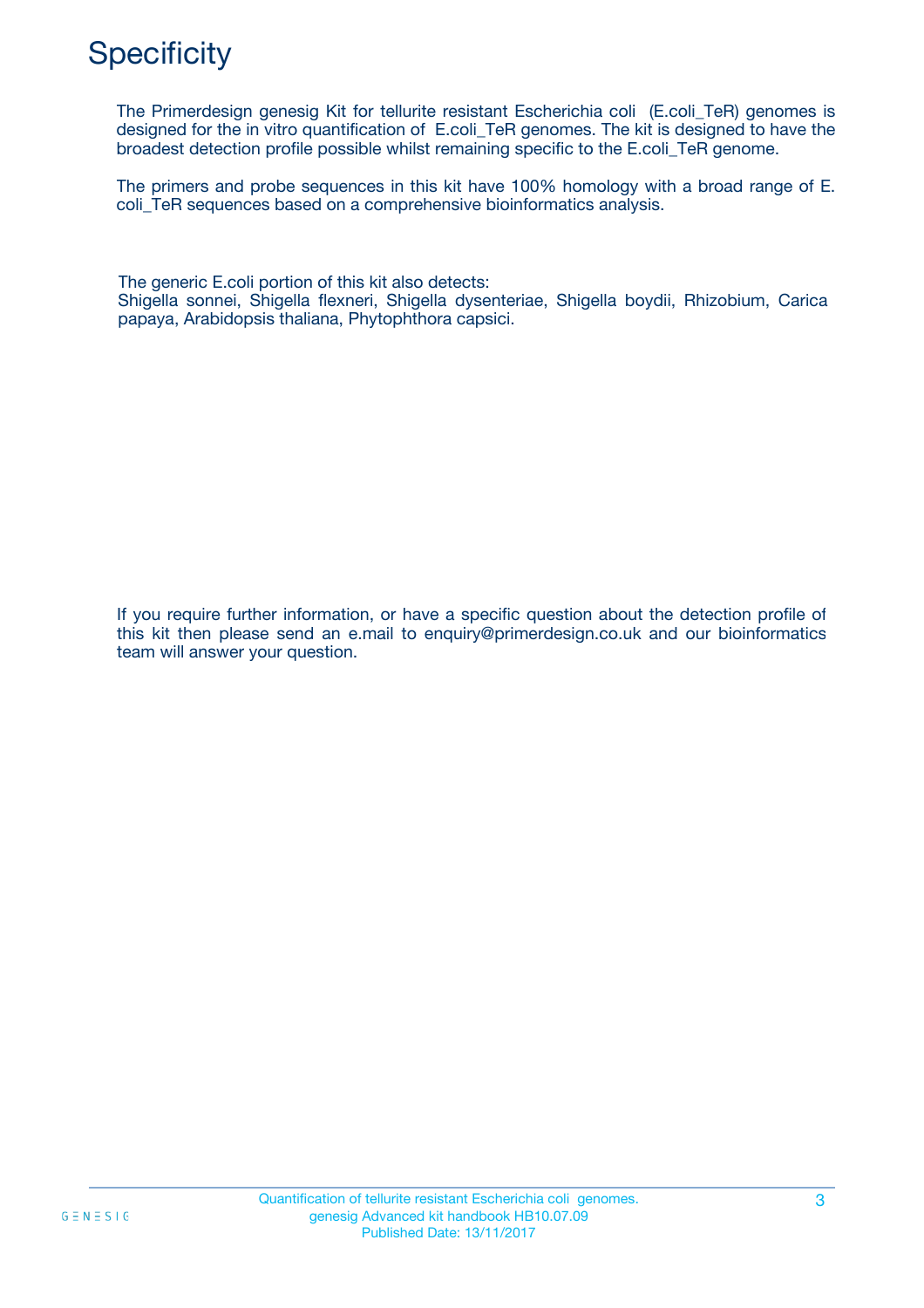# Specificity

The Primerdesign genesig Kit for tellurite resistant Escherichia coli (E.coli_TeR) genomes is designed for the in vitro quantification of E.coli_TeR genomes. The kit is designed to have the broadest detection profile possible whilst remaining specific to the E.coli_TeR genome.

The primers and probe sequences in this kit have 100% homology with a broad range of E. coli_TeR sequences based on a comprehensive bioinformatics analysis.

The generic E.coli portion of this kit also detects:
Shigella sonnei, Shigella flexneri, Shigella dysenteriae, Shigella boydii, Rhizobium, Carica papaya, Arabidopsis thaliana, Phytophthora capsici.

If you require further information, or have a specific question about the detection profile of this kit then please send an e.mail to enquiry@primerdesign.co.uk and our bioinformatics team will answer your question.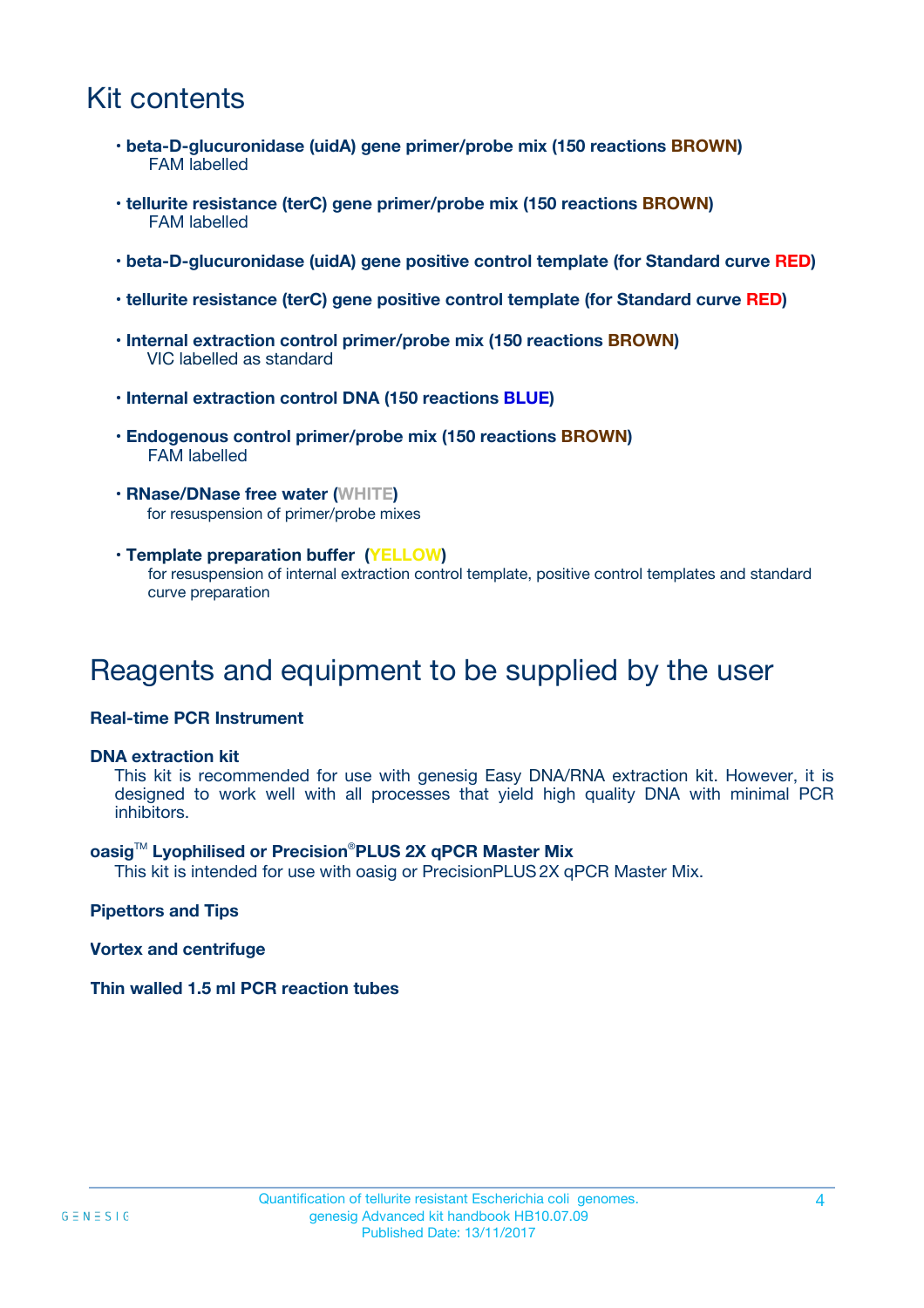# Kit contents

- **beta-D-glucuronidase (uidA) gene primer/probe mix (150 reactions BROWN)**
  FAM labelled
- **tellurite resistance (terC) gene primer/probe mix (150 reactions BROWN)**
  FAM labelled
- **beta-D-glucuronidase (uidA) gene positive control template (for Standard curve RED)**
- **tellurite resistance (terC) gene positive control template (for Standard curve RED)**
- **Internal extraction control primer/probe mix (150 reactions BROWN)**
  VIC labelled as standard
- **Internal extraction control DNA (150 reactions BLUE)**
- **Endogenous control primer/probe mix (150 reactions BROWN)**
  FAM labelled
- **RNase/DNase free water (WHITE)**
  for resuspension of primer/probe mixes
- **Template preparation buffer (YELLOW)**
  for resuspension of internal extraction control template, positive control templates and standard curve preparation

# Reagents and equipment to be supplied by the user

**Real-time PCR Instrument**

**DNA extraction kit**
This kit is recommended for use with genesig Easy DNA/RNA extraction kit. However, it is designed to work well with all processes that yield high quality DNA with minimal PCR inhibitors.

**oasig™ Lyophilised or Precision®PLUS 2X qPCR Master Mix**
This kit is intended for use with oasig or PrecisionPLUS 2X qPCR Master Mix.

**Pipettors and Tips**

**Vortex and centrifuge**

**Thin walled 1.5 ml PCR reaction tubes**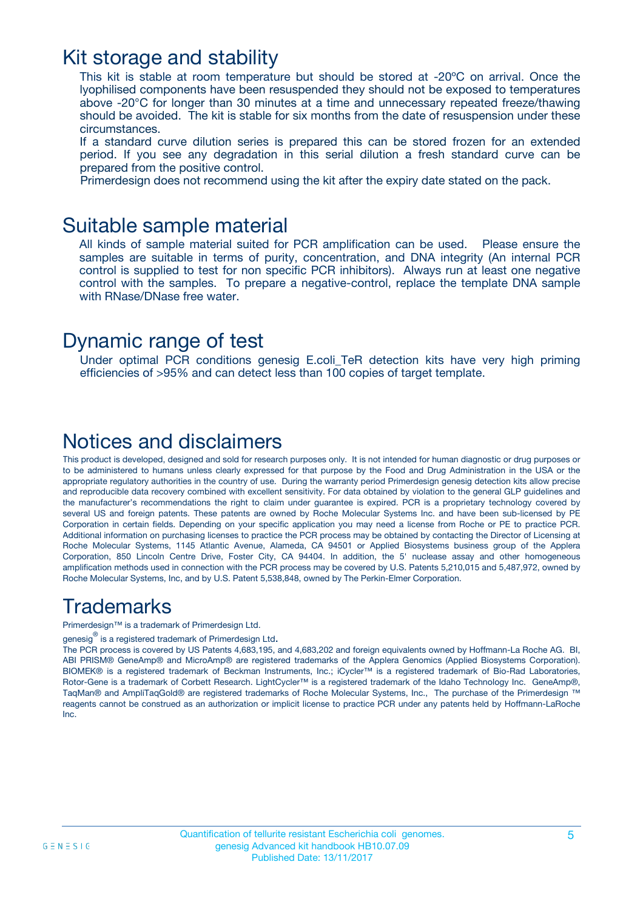## Kit storage and stability

This kit is stable at room temperature but should be stored at -20ºC on arrival. Once the lyophilised components have been resuspended they should not be exposed to temperatures above -20°C for longer than 30 minutes at a time and unnecessary repeated freeze/thawing should be avoided. The kit is stable for six months from the date of resuspension under these circumstances.

If a standard curve dilution series is prepared this can be stored frozen for an extended period. If you see any degradation in this serial dilution a fresh standard curve can be prepared from the positive control.

Primerdesign does not recommend using the kit after the expiry date stated on the pack.

## Suitable sample material

All kinds of sample material suited for PCR amplification can be used. Please ensure the samples are suitable in terms of purity, concentration, and DNA integrity (An internal PCR control is supplied to test for non specific PCR inhibitors). Always run at least one negative control with the samples. To prepare a negative-control, replace the template DNA sample with RNase/DNase free water.

## Dynamic range of test

Under optimal PCR conditions genesig E.coli_TeR detection kits have very high priming efficiencies of >95% and can detect less than 100 copies of target template.

## Notices and disclaimers

This product is developed, designed and sold for research purposes only. It is not intended for human diagnostic or drug purposes or to be administered to humans unless clearly expressed for that purpose by the Food and Drug Administration in the USA or the appropriate regulatory authorities in the country of use. During the warranty period Primerdesign genesig detection kits allow precise and reproducible data recovery combined with excellent sensitivity. For data obtained by violation to the general GLP guidelines and the manufacturer's recommendations the right to claim under guarantee is expired. PCR is a proprietary technology covered by several US and foreign patents. These patents are owned by Roche Molecular Systems Inc. and have been sub-licensed by PE Corporation in certain fields. Depending on your specific application you may need a license from Roche or PE to practice PCR. Additional information on purchasing licenses to practice the PCR process may be obtained by contacting the Director of Licensing at Roche Molecular Systems, 1145 Atlantic Avenue, Alameda, CA 94501 or Applied Biosystems business group of the Applera Corporation, 850 Lincoln Centre Drive, Foster City, CA 94404. In addition, the 5' nuclease assay and other homogeneous amplification methods used in connection with the PCR process may be covered by U.S. Patents 5,210,015 and 5,487,972, owned by Roche Molecular Systems, Inc, and by U.S. Patent 5,538,848, owned by The Perkin-Elmer Corporation.

## Trademarks

Primerdesign™ is a trademark of Primerdesign Ltd.

genesig® is a registered trademark of Primerdesign Ltd.

The PCR process is covered by US Patents 4,683,195, and 4,683,202 and foreign equivalents owned by Hoffmann-La Roche AG. BI, ABI PRISM® GeneAmp® and MicroAmp® are registered trademarks of the Applera Genomics (Applied Biosystems Corporation). BIOMEK® is a registered trademark of Beckman Instruments, Inc.; iCycler™ is a registered trademark of Bio-Rad Laboratories, Rotor-Gene is a trademark of Corbett Research. LightCycler™ is a registered trademark of the Idaho Technology Inc. GeneAmp®, TaqMan® and AmpliTaqGold® are registered trademarks of Roche Molecular Systems, Inc., The purchase of the Primerdesign ™ reagents cannot be construed as an authorization or implicit license to practice PCR under any patents held by Hoffmann-LaRoche Inc.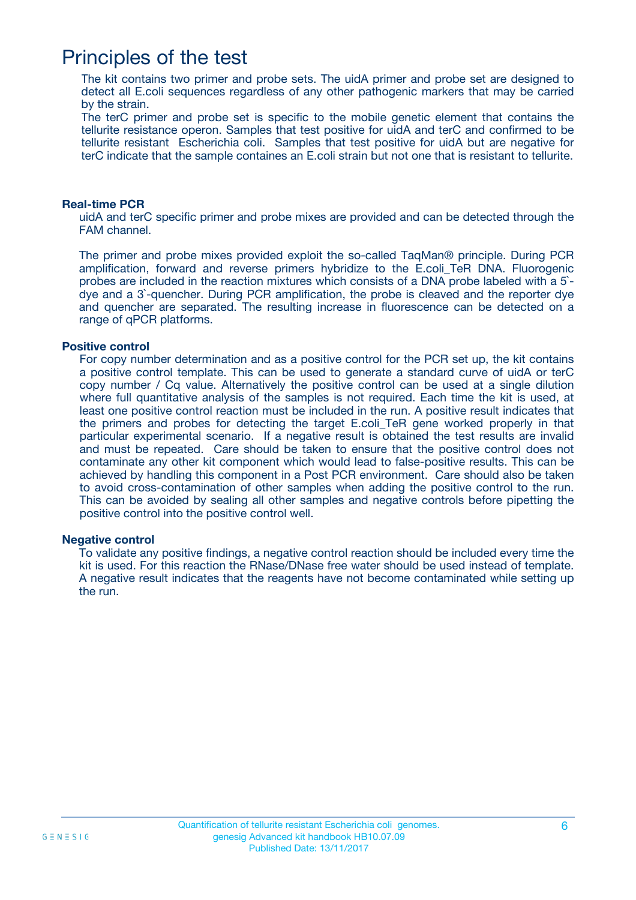# Principles of the test

The kit contains two primer and probe sets. The uidA primer and probe set are designed to detect all E.coli sequences regardless of any other pathogenic markers that may be carried by the strain.
The terC primer and probe set is specific to the mobile genetic element that contains the tellurite resistance operon. Samples that test positive for uidA and terC and confirmed to be tellurite resistant Escherichia coli. Samples that test positive for uidA but are negative for terC indicate that the sample containes an E.coli strain but not one that is resistant to tellurite.

### Real-time PCR

uidA and terC specific primer and probe mixes are provided and can be detected through the FAM channel.

The primer and probe mixes provided exploit the so-called TaqMan® principle. During PCR amplification, forward and reverse primers hybridize to the E.coli_TeR DNA. Fluorogenic probes are included in the reaction mixtures which consists of a DNA probe labeled with a 5`-dye and a 3`-quencher. During PCR amplification, the probe is cleaved and the reporter dye and quencher are separated. The resulting increase in fluorescence can be detected on a range of qPCR platforms.

### Positive control

For copy number determination and as a positive control for the PCR set up, the kit contains a positive control template. This can be used to generate a standard curve of uidA or terC copy number / Cq value. Alternatively the positive control can be used at a single dilution where full quantitative analysis of the samples is not required. Each time the kit is used, at least one positive control reaction must be included in the run. A positive result indicates that the primers and probes for detecting the target E.coli_TeR gene worked properly in that particular experimental scenario. If a negative result is obtained the test results are invalid and must be repeated. Care should be taken to ensure that the positive control does not contaminate any other kit component which would lead to false-positive results. This can be achieved by handling this component in a Post PCR environment. Care should also be taken to avoid cross-contamination of other samples when adding the positive control to the run. This can be avoided by sealing all other samples and negative controls before pipetting the positive control into the positive control well.

### Negative control

To validate any positive findings, a negative control reaction should be included every time the kit is used. For this reaction the RNase/DNase free water should be used instead of template. A negative result indicates that the reagents have not become contaminated while setting up the run.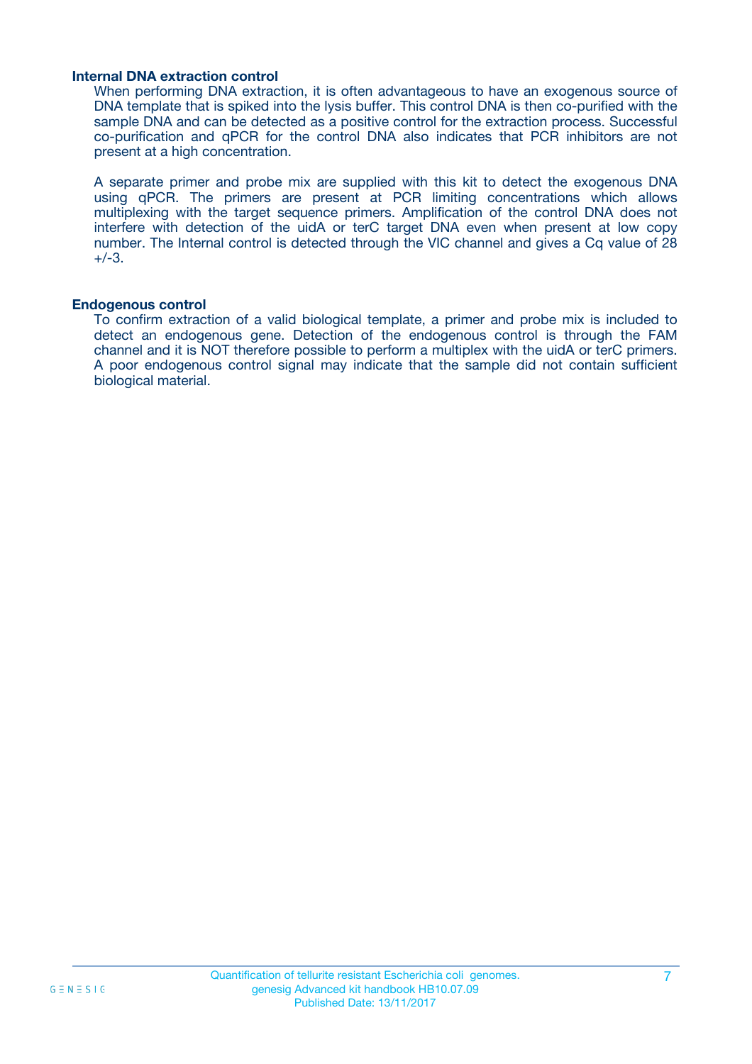### Internal DNA extraction control

When performing DNA extraction, it is often advantageous to have an exogenous source of DNA template that is spiked into the lysis buffer. This control DNA is then co-purified with the sample DNA and can be detected as a positive control for the extraction process. Successful co-purification and qPCR for the control DNA also indicates that PCR inhibitors are not present at a high concentration.

A separate primer and probe mix are supplied with this kit to detect the exogenous DNA using qPCR. The primers are present at PCR limiting concentrations which allows multiplexing with the target sequence primers. Amplification of the control DNA does not interfere with detection of the uidA or terC target DNA even when present at low copy number. The Internal control is detected through the VIC channel and gives a Cq value of 28 +/-3.

### Endogenous control

To confirm extraction of a valid biological template, a primer and probe mix is included to detect an endogenous gene. Detection of the endogenous control is through the FAM channel and it is NOT therefore possible to perform a multiplex with the uidA or terC primers. A poor endogenous control signal may indicate that the sample did not contain sufficient biological material.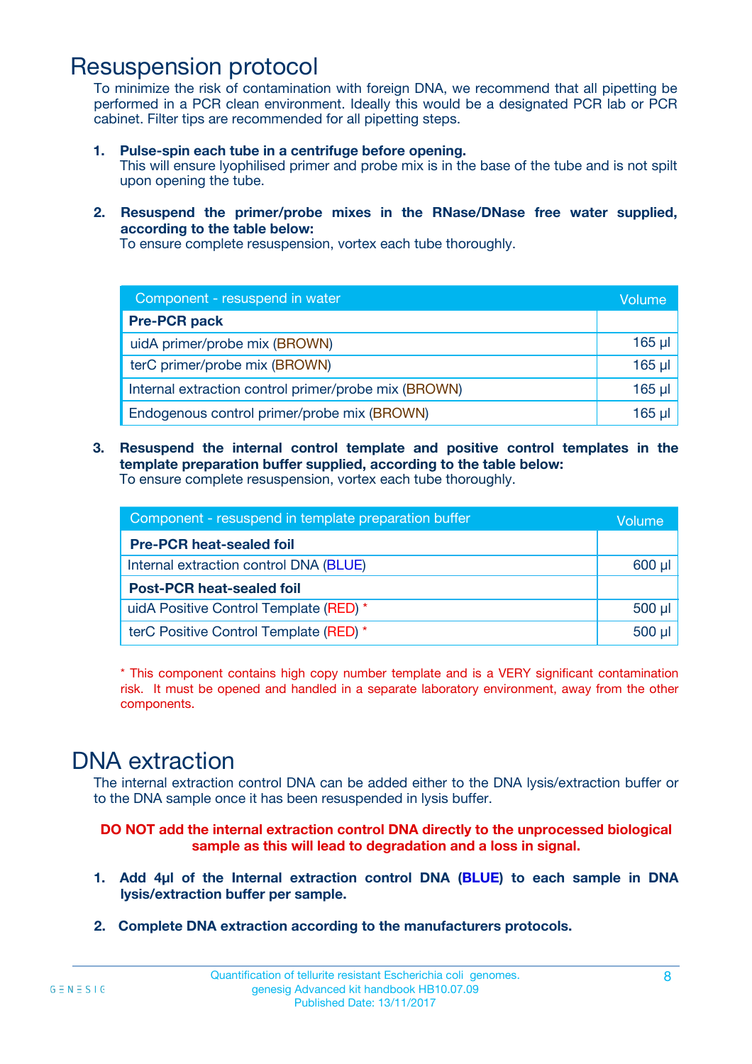# Resuspension protocol

To minimize the risk of contamination with foreign DNA, we recommend that all pipetting be performed in a PCR clean environment. Ideally this would be a designated PCR lab or PCR cabinet. Filter tips are recommended for all pipetting steps.

1. **Pulse-spin each tube in a centrifuge before opening.**
   This will ensure lyophilised primer and probe mix is in the base of the tube and is not spilt upon opening the tube.

2. **Resuspend the primer/probe mixes in the RNase/DNase free water supplied, according to the table below:**
   To ensure complete resuspension, vortex each tube thoroughly.

| Component - resuspend in water | Volume |
|---|---|
| **Pre-PCR pack** | |
| uidA primer/probe mix (BROWN) | 165 µl |
| terC primer/probe mix (BROWN) | 165 µl |
| Internal extraction control primer/probe mix (BROWN) | 165 µl |
| Endogenous control primer/probe mix (BROWN) | 165 µl |

3. **Resuspend the internal control template and positive control templates in the template preparation buffer supplied, according to the table below:**
   To ensure complete resuspension, vortex each tube thoroughly.

| Component - resuspend in template preparation buffer | Volume |
|---|---|
| **Pre-PCR heat-sealed foil** | |
| Internal extraction control DNA (BLUE) | 600 µl |
| **Post-PCR heat-sealed foil** | |
| uidA Positive Control Template (RED) * | 500 µl |
| terC Positive Control Template (RED) * | 500 µl |

\* This component contains high copy number template and is a VERY significant contamination risk. It must be opened and handled in a separate laboratory environment, away from the other components.

# DNA extraction

The internal extraction control DNA can be added either to the DNA lysis/extraction buffer or to the DNA sample once it has been resuspended in lysis buffer.

**DO NOT add the internal extraction control DNA directly to the unprocessed biological sample as this will lead to degradation and a loss in signal.**

1. **Add 4µl of the Internal extraction control DNA (BLUE) to each sample in DNA lysis/extraction buffer per sample.**

2. **Complete DNA extraction according to the manufacturers protocols.**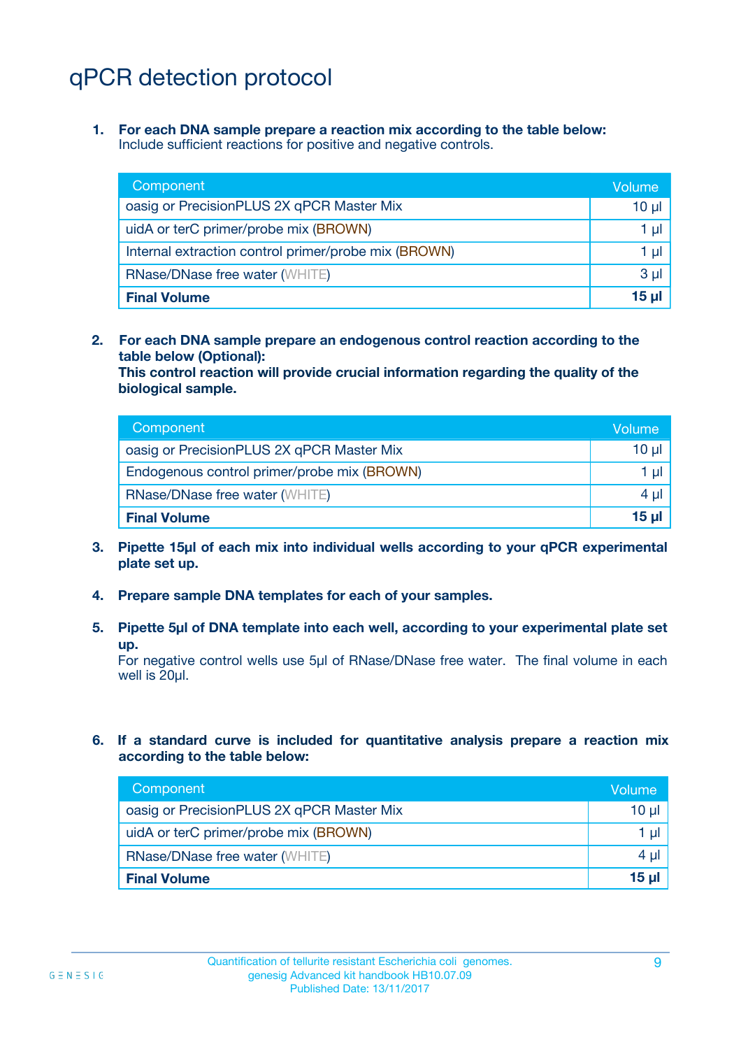# qPCR detection protocol

1. **For each DNA sample prepare a reaction mix according to the table below:**
   Include sufficient reactions for positive and negative controls.

| Component | Volume |
| --- | --- |
| oasig or PrecisionPLUS 2X qPCR Master Mix | 10 µl |
| uidA or terC primer/probe mix (BROWN) | 1 µl |
| Internal extraction control primer/probe mix (BROWN) | 1 µl |
| RNase/DNase free water (WHITE) | 3 µl |
| **Final Volume** | **15 µl** |

2. **For each DNA sample prepare an endogenous control reaction according to the table below (Optional):**
   **This control reaction will provide crucial information regarding the quality of the biological sample.**

| Component | Volume |
| --- | --- |
| oasig or PrecisionPLUS 2X qPCR Master Mix | 10 µl |
| Endogenous control primer/probe mix (BROWN) | 1 µl |
| RNase/DNase free water (WHITE) | 4 µl |
| **Final Volume** | **15 µl** |

3. **Pipette 15µl of each mix into individual wells according to your qPCR experimental plate set up.**

4. **Prepare sample DNA templates for each of your samples.**

5. **Pipette 5µl of DNA template into each well, according to your experimental plate set up.**
   For negative control wells use 5µl of RNase/DNase free water. The final volume in each well is 20µl.

6. **If a standard curve is included for quantitative analysis prepare a reaction mix according to the table below:**

| Component | Volume |
| --- | --- |
| oasig or PrecisionPLUS 2X qPCR Master Mix | 10 µl |
| uidA or terC primer/probe mix (BROWN) | 1 µl |
| RNase/DNase free water (WHITE) | 4 µl |
| **Final Volume** | **15 µl** |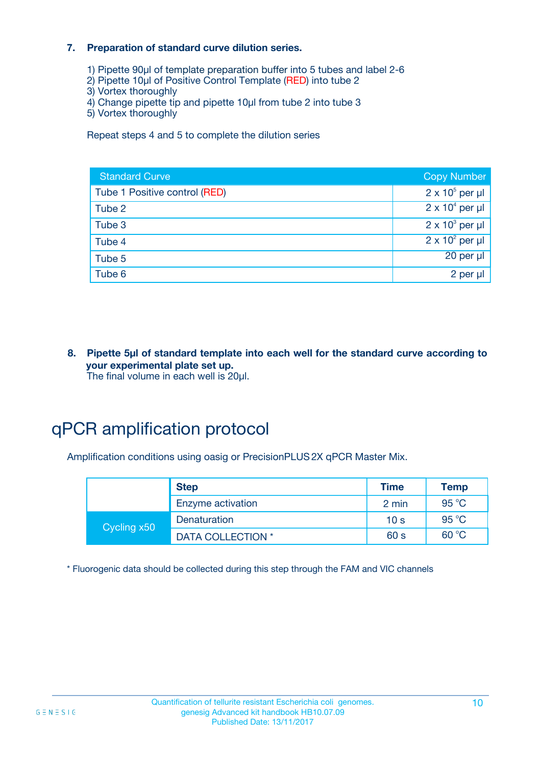**7. Preparation of standard curve dilution series.**

1) Pipette 90µl of template preparation buffer into 5 tubes and label 2-6
2) Pipette 10µl of Positive Control Template (RED) into tube 2
3) Vortex thoroughly
4) Change pipette tip and pipette 10µl from tube 2 into tube 3
5) Vortex thoroughly

Repeat steps 4 and 5 to complete the dilution series

| Standard Curve | Copy Number |
|---|---|
| Tube 1 Positive control (RED) | $2 \times 10^5$ per µl |
| Tube 2 | $2 \times 10^4$ per µl |
| Tube 3 | $2 \times 10^3$ per µl |
| Tube 4 | $2 \times 10^2$ per µl |
| Tube 5 | 20 per µl |
| Tube 6 | 2 per µl |

**8. Pipette 5µl of standard template into each well for the standard curve according to your experimental plate set up.**
The final volume in each well is 20µl.

# qPCR amplification protocol

Amplification conditions using oasig or PrecisionPLUS 2X qPCR Master Mix.

| | Step | Time | Temp |
|---|---|---|---|
| | Enzyme activation | 2 min | 95 °C |
| Cycling x50 | Denaturation | 10 s | 95 °C |
| | DATA COLLECTION * | 60 s | 60 °C |

* Fluorogenic data should be collected during this step through the FAM and VIC channels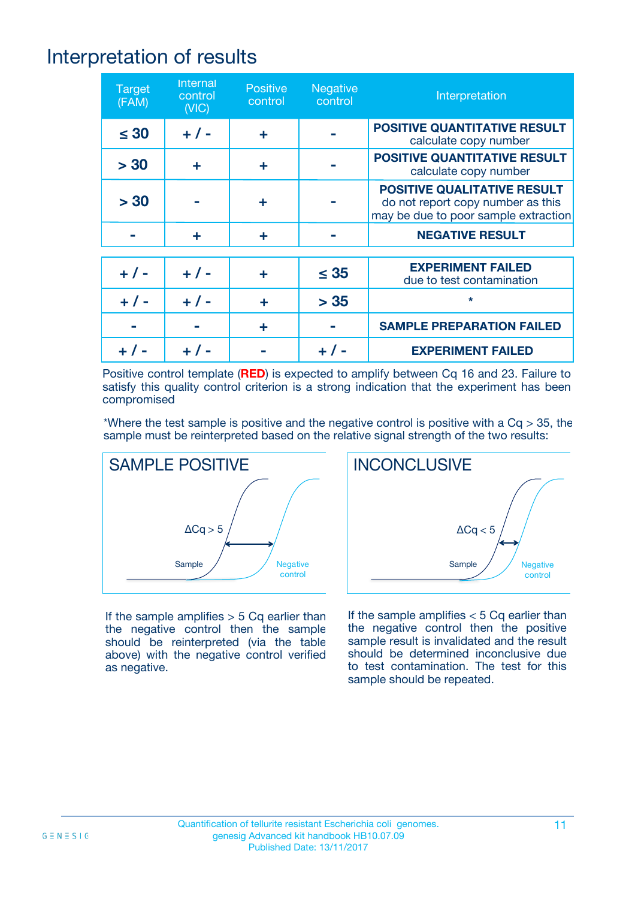# Interpretation of results

| Target (FAM) | Internal control (VIC) | Positive control | Negative control | Interpretation |
|---|---|---|---|---|
| ≤ 30 | + / - | + | - | **POSITIVE QUANTITATIVE RESULT** calculate copy number |
| > 30 | + | + | - | **POSITIVE QUANTITATIVE RESULT** calculate copy number |
| > 30 | - | + | - | **POSITIVE QUALITATIVE RESULT** do not report copy number as this may be due to poor sample extraction |
| - | + | + | - | **NEGATIVE RESULT** |
| + / - | + / - | + | ≤ 35 | **EXPERIMENT FAILED** due to test contamination |
| + / - | + / - | + | > 35 | * |
| - | - | + | - | **SAMPLE PREPARATION FAILED** |
| + / - | + / - | - | + / - | **EXPERIMENT FAILED** |

Positive control template (**RED**) is expected to amplify between Cq 16 and 23. Failure to satisfy this quality control criterion is a strong indication that the experiment has been compromised

*Where the test sample is positive and the negative control is positive with a Cq > 35, the sample must be reinterpreted based on the relative signal strength of the two results:

**SAMPLE POSITIVE**

ΔCq > 5

Sample

Negative control

If the sample amplifies > 5 Cq earlier than the negative control then the sample should be reinterpreted (via the table above) with the negative control verified as negative.

**INCONCLUSIVE**

ΔCq < 5

Sample

Negative control

If the sample amplifies < 5 Cq earlier than the negative control then the positive sample result is invalidated and the result should be determined inconclusive due to test contamination. The test for this sample should be repeated.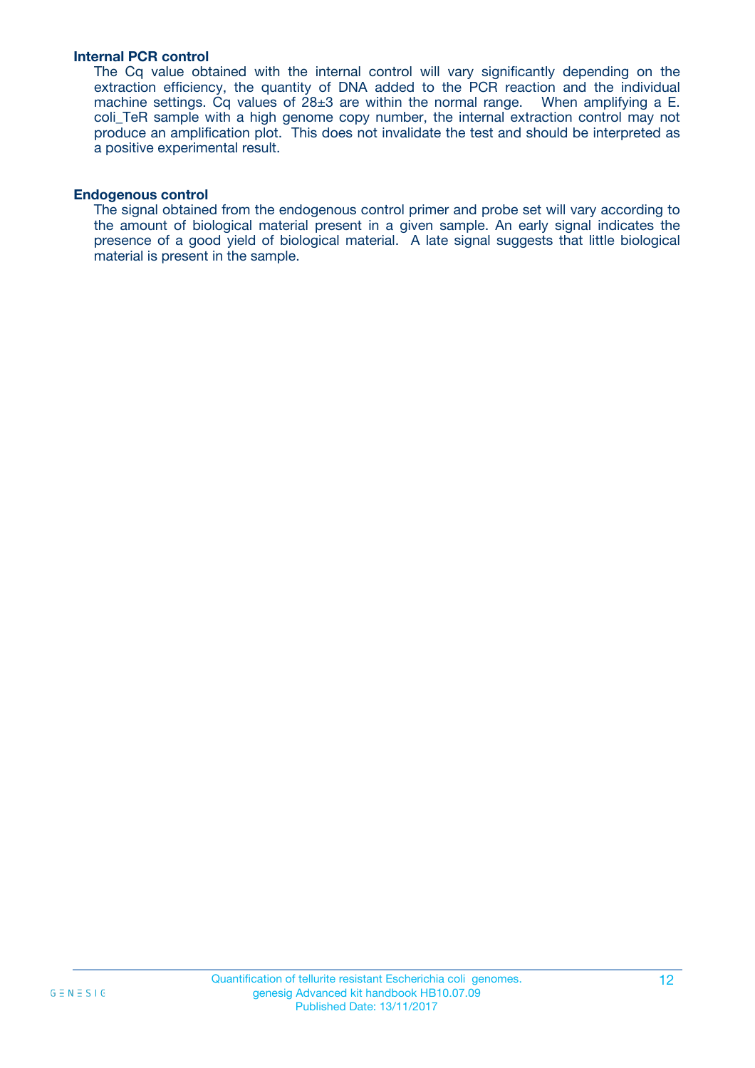### Internal PCR control

The Cq value obtained with the internal control will vary significantly depending on the extraction efficiency, the quantity of DNA added to the PCR reaction and the individual machine settings. Cq values of $28\pm3$ are within the normal range. When amplifying a E. coli_TeR sample with a high genome copy number, the internal extraction control may not produce an amplification plot. This does not invalidate the test and should be interpreted as a positive experimental result.

### Endogenous control

The signal obtained from the endogenous control primer and probe set will vary according to the amount of biological material present in a given sample. An early signal indicates the presence of a good yield of biological material. A late signal suggests that little biological material is present in the sample.